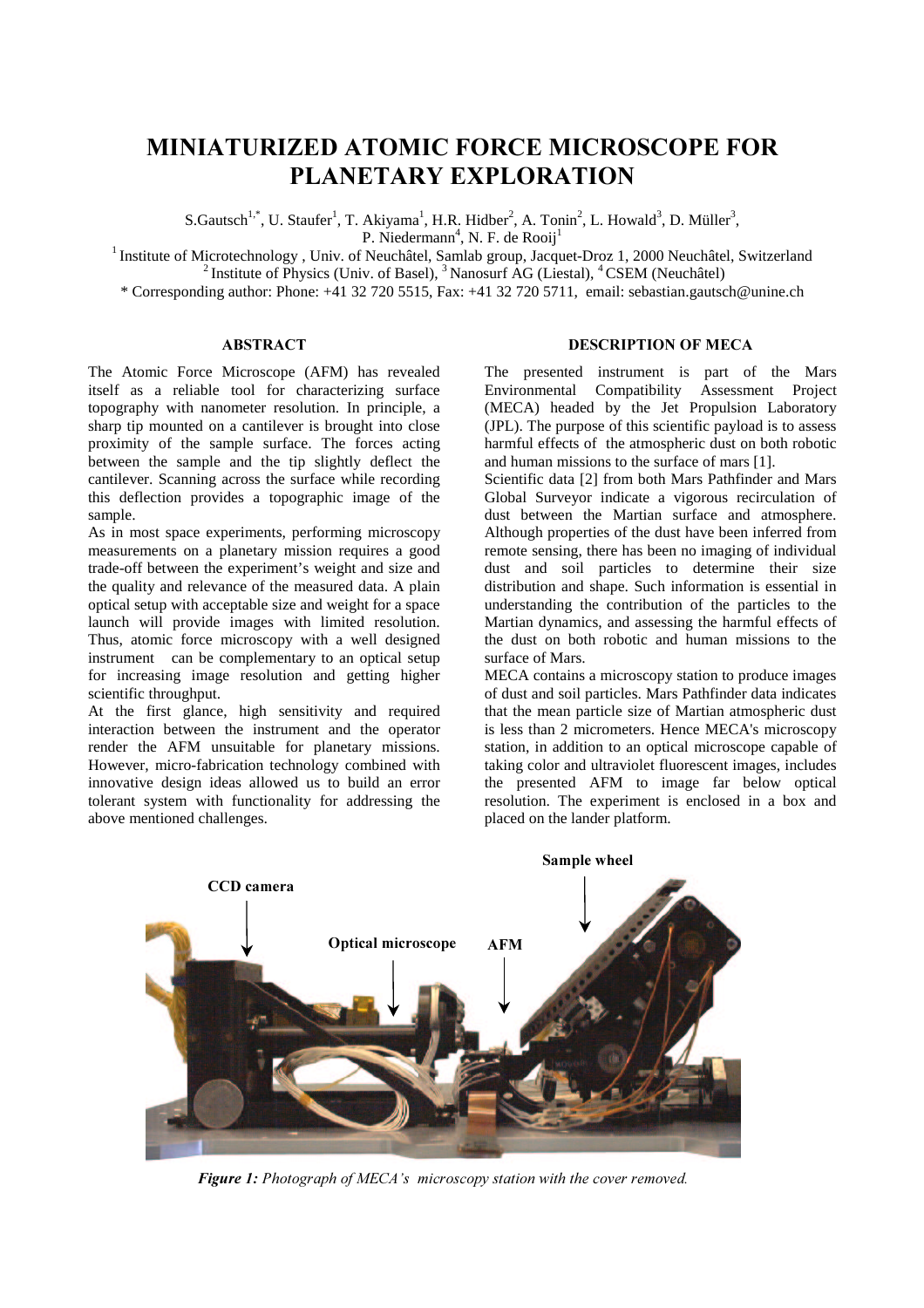# MINIATURIZED ATOMIC FORCE MICROSCOPE FOR PLANETARY EXPLORATION

S.Gautsch[1,*], U. Staufer[1], T. Akiyama[1], H.R. Hidber[2], A. Tonin[2], L. Howald[3], D. Müller[3], P. Niedermann[4], N. F. de Rooij[1]

[1] Institute of Microtechnology , Univ. of Neuchâtel, Samlab group, Jacquet-Droz 1, 2000 Neuchâtel, Switzerland
[2] Institute of Physics (Univ. of Basel), [3] Nanosurf AG (Liestal), [4] CSEM (Neuchâtel)
* Corresponding author: Phone: +41 32 720 5515, Fax: +41 32 720 5711, email: sebastian.gautsch@unine.ch

## ABSTRACT

The Atomic Force Microscope (AFM) has revealed itself as a reliable tool for characterizing surface topography with nanometer resolution. In principle, a sharp tip mounted on a cantilever is brought into close proximity of the sample surface. The forces acting between the sample and the tip slightly deflect the cantilever. Scanning across the surface while recording this deflection provides a topographic image of the sample.

As in most space experiments, performing microscopy measurements on a planetary mission requires a good trade-off between the experiment's weight and size and the quality and relevance of the measured data. A plain optical setup with acceptable size and weight for a space launch will provide images with limited resolution. Thus, atomic force microscopy with a well designed instrument can be complementary to an optical setup for increasing image resolution and getting higher scientific throughput.

At the first glance, high sensitivity and required interaction between the instrument and the operator render the AFM unsuitable for planetary missions. However, micro-fabrication technology combined with innovative design ideas allowed us to build an error tolerant system with functionality for addressing the above mentioned challenges.

## DESCRIPTION OF MECA

The presented instrument is part of the Mars Environmental Compatibility Assessment Project (MECA) headed by the Jet Propulsion Laboratory (JPL). The purpose of this scientific payload is to assess harmful effects of the atmospheric dust on both robotic and human missions to the surface of mars [1].

Scientific data [2] from both Mars Pathfinder and Mars Global Surveyor indicate a vigorous recirculation of dust between the Martian surface and atmosphere. Although properties of the dust have been inferred from remote sensing, there has been no imaging of individual dust and soil particles to determine their size distribution and shape. Such information is essential in understanding the contribution of the particles to the Martian dynamics, and assessing the harmful effects of the dust on both robotic and human missions to the surface of Mars.

MECA contains a microscopy station to produce images of dust and soil particles. Mars Pathfinder data indicates that the mean particle size of Martian atmospheric dust is less than 2 micrometers. Hence MECA's microscopy station, in addition to an optical microscope capable of taking color and ultraviolet fluorescent images, includes the presented AFM to image far below optical resolution. The experiment is enclosed in a box and placed on the lander platform.

***Figure 1:*** *Photograph of MECA's microscopy station with the cover removed.*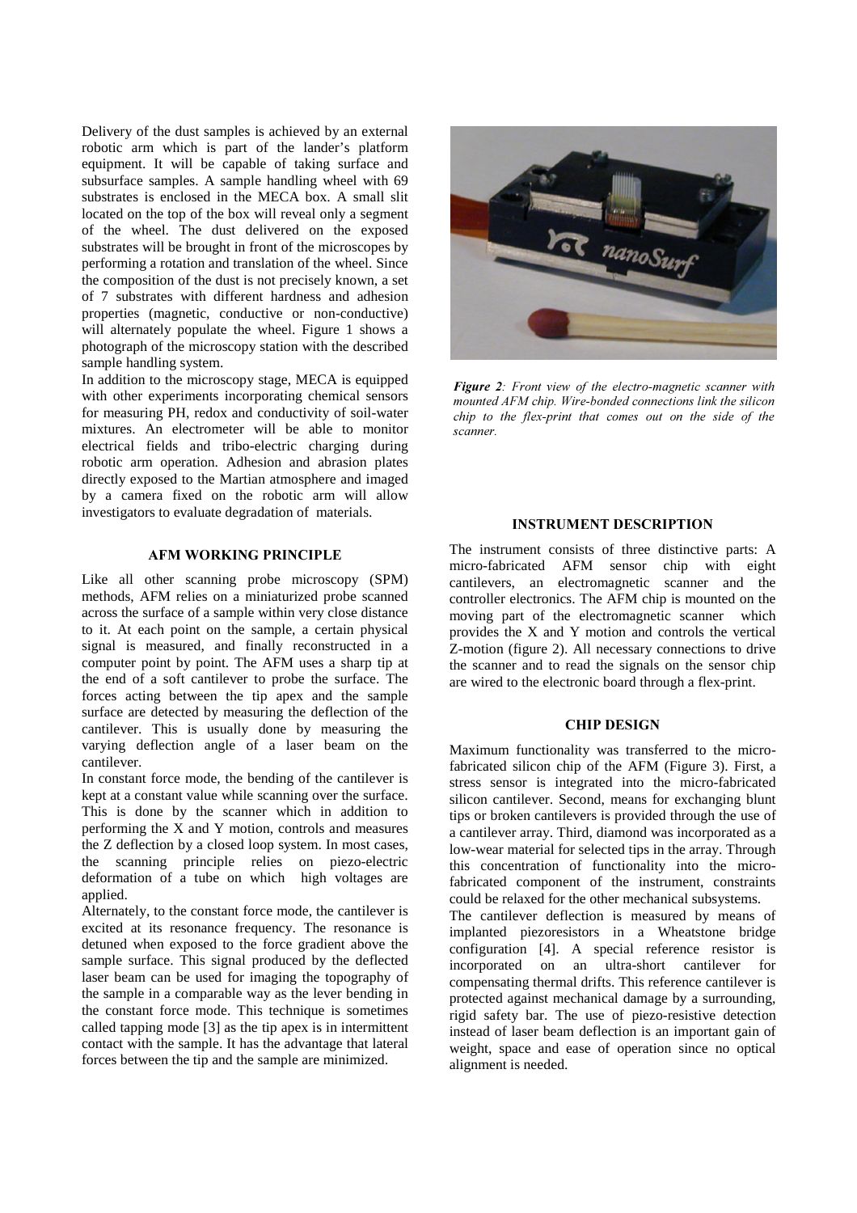Delivery of the dust samples is achieved by an external robotic arm which is part of the lander's platform equipment. It will be capable of taking surface and subsurface samples. A sample handling wheel with 69 substrates is enclosed in the MECA box. A small slit located on the top of the box will reveal only a segment of the wheel. The dust delivered on the exposed substrates will be brought in front of the microscopes by performing a rotation and translation of the wheel. Since the composition of the dust is not precisely known, a set of 7 substrates with different hardness and adhesion properties (magnetic, conductive or non-conductive) will alternately populate the wheel. Figure 1 shows a photograph of the microscopy station with the described sample handling system.

In addition to the microscopy stage, MECA is equipped with other experiments incorporating chemical sensors for measuring PH, redox and conductivity of soil-water mixtures. An electrometer will be able to monitor electrical fields and tribo-electric charging during robotic arm operation. Adhesion and abrasion plates directly exposed to the Martian atmosphere and imaged by a camera fixed on the robotic arm will allow investigators to evaluate degradation of materials.

## AFM WORKING PRINCIPLE

Like all other scanning probe microscopy (SPM) methods, AFM relies on a miniaturized probe scanned across the surface of a sample within very close distance to it. At each point on the sample, a certain physical signal is measured, and finally reconstructed in a computer point by point. The AFM uses a sharp tip at the end of a soft cantilever to probe the surface. The forces acting between the tip apex and the sample surface are detected by measuring the deflection of the cantilever. This is usually done by measuring the varying deflection angle of a laser beam on the cantilever.

In constant force mode, the bending of the cantilever is kept at a constant value while scanning over the surface. This is done by the scanner which in addition to performing the X and Y motion, controls and measures the Z deflection by a closed loop system. In most cases, the scanning principle relies on piezo-electric deformation of a tube on which high voltages are applied.

Alternately, to the constant force mode, the cantilever is excited at its resonance frequency. The resonance is detuned when exposed to the force gradient above the sample surface. This signal produced by the deflected laser beam can be used for imaging the topography of the sample in a comparable way as the lever bending in the constant force mode. This technique is sometimes called tapping mode [3] as the tip apex is in intermittent contact with the sample. It has the advantage that lateral forces between the tip and the sample are minimized.

***Figure 2**: Front view of the electro-magnetic scanner with mounted AFM chip. Wire-bonded connections link the silicon chip to the flex-print that comes out on the side of the scanner.*

## INSTRUMENT DESCRIPTION

The instrument consists of three distinctive parts: A micro-fabricated AFM sensor chip with eight cantilevers, an electromagnetic scanner and the controller electronics. The AFM chip is mounted on the moving part of the electromagnetic scanner which provides the X and Y motion and controls the vertical Z-motion (figure 2). All necessary connections to drive the scanner and to read the signals on the sensor chip are wired to the electronic board through a flex-print.

## CHIP DESIGN

Maximum functionality was transferred to the micro-fabricated silicon chip of the AFM (Figure 3). First, a stress sensor is integrated into the micro-fabricated silicon cantilever. Second, means for exchanging blunt tips or broken cantilevers is provided through the use of a cantilever array. Third, diamond was incorporated as a low-wear material for selected tips in the array. Through this concentration of functionality into the micro-fabricated component of the instrument, constraints could be relaxed for the other mechanical subsystems.

The cantilever deflection is measured by means of implanted piezoresistors in a Wheatstone bridge configuration [4]. A special reference resistor is incorporated on an ultra-short cantilever for compensating thermal drifts. This reference cantilever is protected against mechanical damage by a surrounding, rigid safety bar. The use of piezo-resistive detection instead of laser beam deflection is an important gain of weight, space and ease of operation since no optical alignment is needed.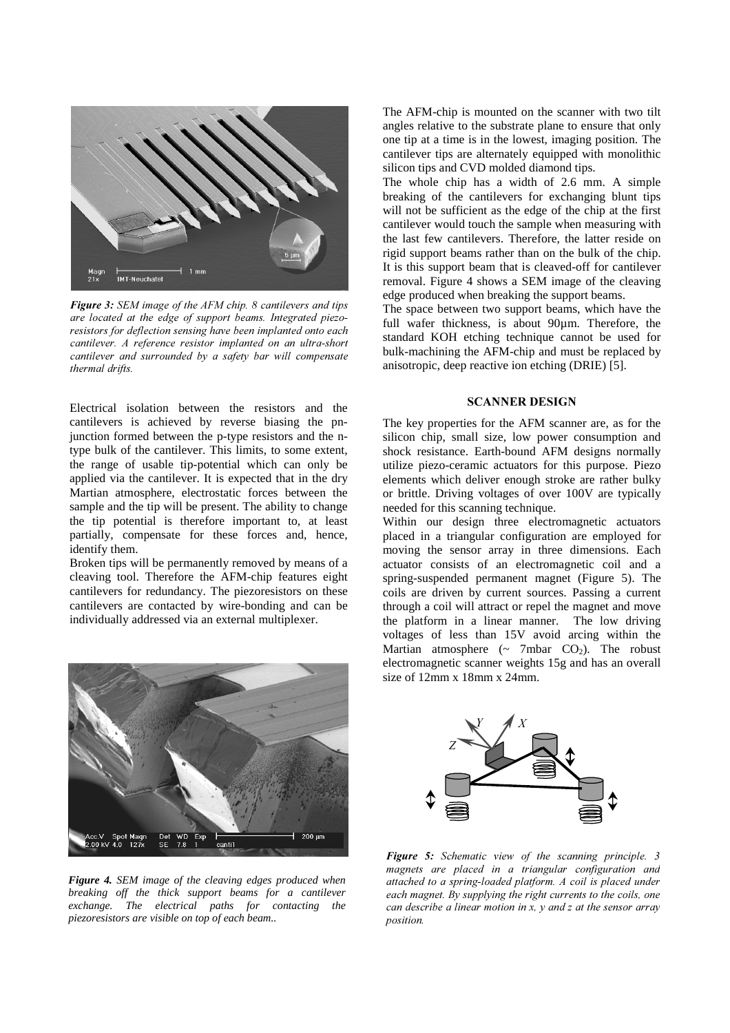*Figure 3: SEM image of the AFM chip. 8 cantilevers and tips are located at the edge of support beams. Integrated piezo-resistors for deflection sensing have been implanted onto each cantilever. A reference resistor implanted on an ultra-short cantilever and surrounded by a safety bar will compensate thermal drifts.*

Electrical isolation between the resistors and the cantilevers is achieved by reverse biasing the pn-junction formed between the p-type resistors and the n-type bulk of the cantilever. This limits, to some extent, the range of usable tip-potential which can only be applied via the cantilever. It is expected that in the dry Martian atmosphere, electrostatic forces between the sample and the tip will be present. The ability to change the tip potential is therefore important to, at least partially, compensate for these forces and, hence, identify them.

Broken tips will be permanently removed by means of a cleaving tool. Therefore the AFM-chip features eight cantilevers for redundancy. The piezoresistors on these cantilevers are contacted by wire-bonding and can be individually addressed via an external multiplexer.

***Figure 4.*** *SEM image of the cleaving edges produced when breaking off the thick support beams for a cantilever exchange. The electrical paths for contacting the piezoresistors are visible on top of each beam..*

The AFM-chip is mounted on the scanner with two tilt angles relative to the substrate plane to ensure that only one tip at a time is in the lowest, imaging position. The cantilever tips are alternately equipped with monolithic silicon tips and CVD molded diamond tips.

The whole chip has a width of 2.6 mm. A simple breaking of the cantilevers for exchanging blunt tips will not be sufficient as the edge of the chip at the first cantilever would touch the sample when measuring with the last few cantilevers. Therefore, the latter reside on rigid support beams rather than on the bulk of the chip. It is this support beam that is cleaved-off for cantilever removal. Figure 4 shows a SEM image of the cleaving edge produced when breaking the support beams.

The space between two support beams, which have the full wafer thickness, is about 90µm. Therefore, the standard KOH etching technique cannot be used for bulk-machining the AFM-chip and must be replaced by anisotropic, deep reactive ion etching (DRIE) [5].

## SCANNER DESIGN

The key properties for the AFM scanner are, as for the silicon chip, small size, low power consumption and shock resistance. Earth-bound AFM designs normally utilize piezo-ceramic actuators for this purpose. Piezo elements which deliver enough stroke are rather bulky or brittle. Driving voltages of over 100V are typically needed for this scanning technique.

Within our design three electromagnetic actuators placed in a triangular configuration are employed for moving the sensor array in three dimensions. Each actuator consists of an electromagnetic coil and a spring-suspended permanent magnet (Figure 5). The coils are driven by current sources. Passing a current through a coil will attract or repel the magnet and move the platform in a linear manner. The low driving voltages of less than 15V avoid arcing within the Martian atmosphere (~ 7mbar $CO_2$). The robust electromagnetic scanner weights 15g and has an overall size of 12mm x 18mm x 24mm.

***Figure 5:*** *Schematic view of the scanning principle. 3 magnets are placed in a triangular configuration and attached to a spring-loaded platform. A coil is placed under each magnet. By supplying the right currents to the coils, one can describe a linear motion in x, y and z at the sensor array position.*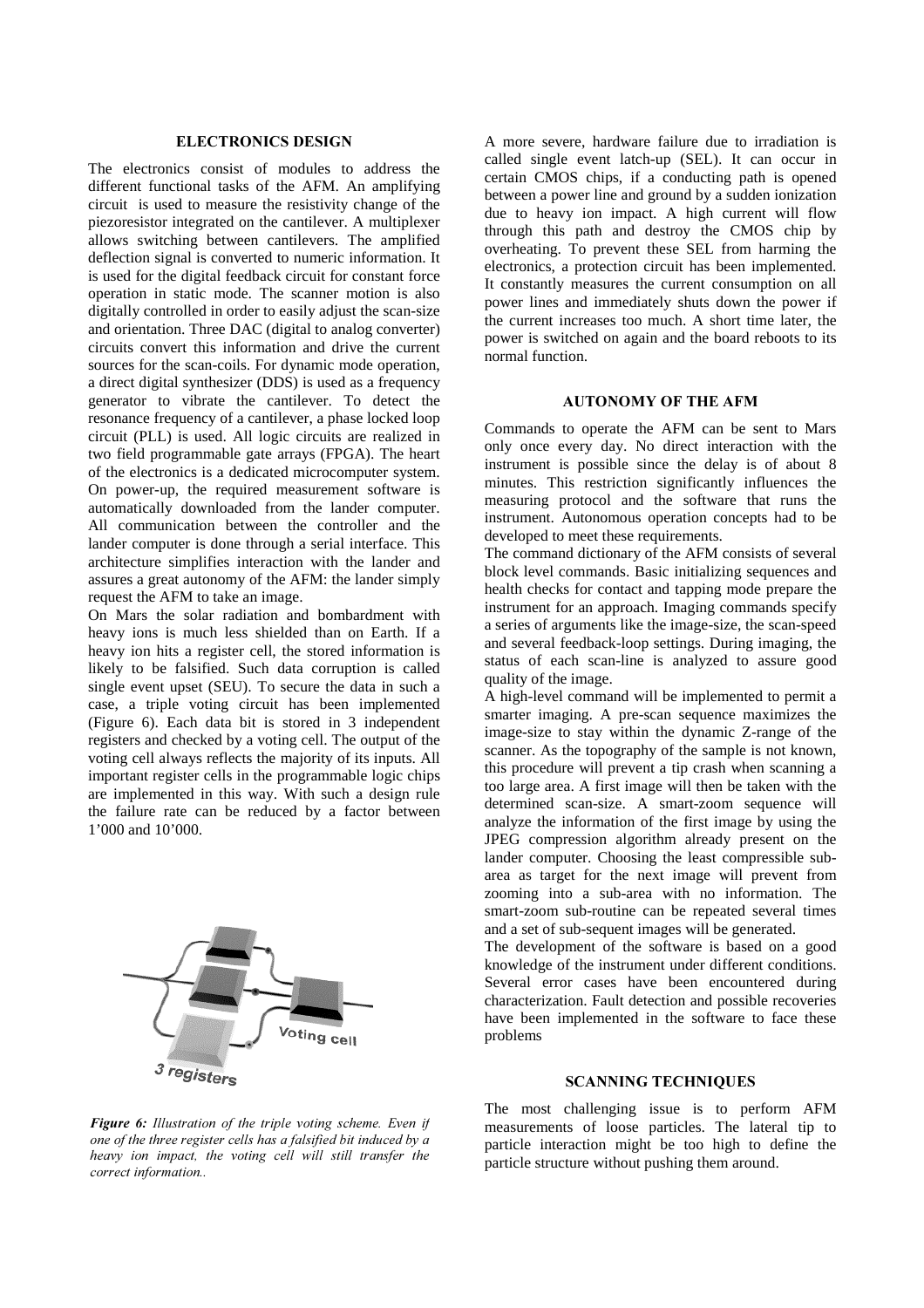## ELECTRONICS DESIGN

The electronics consist of modules to address the different functional tasks of the AFM. An amplifying circuit is used to measure the resistivity change of the piezoresistor integrated on the cantilever. A multiplexer allows switching between cantilevers. The amplified deflection signal is converted to numeric information. It is used for the digital feedback circuit for constant force operation in static mode. The scanner motion is also digitally controlled in order to easily adjust the scan-size and orientation. Three DAC (digital to analog converter) circuits convert this information and drive the current sources for the scan-coils. For dynamic mode operation, a direct digital synthesizer (DDS) is used as a frequency generator to vibrate the cantilever. To detect the resonance frequency of a cantilever, a phase locked loop circuit (PLL) is used. All logic circuits are realized in two field programmable gate arrays (FPGA). The heart of the electronics is a dedicated microcomputer system. On power-up, the required measurement software is automatically downloaded from the lander computer. All communication between the controller and the lander computer is done through a serial interface. This architecture simplifies interaction with the lander and assures a great autonomy of the AFM: the lander simply request the AFM to take an image.

On Mars the solar radiation and bombardment with heavy ions is much less shielded than on Earth. If a heavy ion hits a register cell, the stored information is likely to be falsified. Such data corruption is called single event upset (SEU). To secure the data in such a case, a triple voting circuit has been implemented (Figure 6). Each data bit is stored in 3 independent registers and checked by a voting cell. The output of the voting cell always reflects the majority of its inputs. All important register cells in the programmable logic chips are implemented in this way. With such a design rule the failure rate can be reduced by a factor between 1'000 and 10'000.

*Figure 6: Illustration of the triple voting scheme. Even if one of the three register cells has a falsified bit induced by a heavy ion impact, the voting cell will still transfer the correct information..*

A more severe, hardware failure due to irradiation is called single event latch-up (SEL). It can occur in certain CMOS chips, if a conducting path is opened between a power line and ground by a sudden ionization due to heavy ion impact. A high current will flow through this path and destroy the CMOS chip by overheating. To prevent these SEL from harming the electronics, a protection circuit has been implemented. It constantly measures the current consumption on all power lines and immediately shuts down the power if the current increases too much. A short time later, the power is switched on again and the board reboots to its normal function.

## AUTONOMY OF THE AFM

Commands to operate the AFM can be sent to Mars only once every day. No direct interaction with the instrument is possible since the delay is of about 8 minutes. This restriction significantly influences the measuring protocol and the software that runs the instrument. Autonomous operation concepts had to be developed to meet these requirements.

The command dictionary of the AFM consists of several block level commands. Basic initializing sequences and health checks for contact and tapping mode prepare the instrument for an approach. Imaging commands specify a series of arguments like the image-size, the scan-speed and several feedback-loop settings. During imaging, the status of each scan-line is analyzed to assure good quality of the image.

A high-level command will be implemented to permit a smarter imaging. A pre-scan sequence maximizes the image-size to stay within the dynamic Z-range of the scanner. As the topography of the sample is not known, this procedure will prevent a tip crash when scanning a too large area. A first image will then be taken with the determined scan-size. A smart-zoom sequence will analyze the information of the first image by using the JPEG compression algorithm already present on the lander computer. Choosing the least compressible sub-area as target for the next image will prevent from zooming into a sub-area with no information. The smart-zoom sub-routine can be repeated several times and a set of sub-sequent images will be generated.

The development of the software is based on a good knowledge of the instrument under different conditions. Several error cases have been encountered during characterization. Fault detection and possible recoveries have been implemented in the software to face these problems

## SCANNING TECHNIQUES

The most challenging issue is to perform AFM measurements of loose particles. The lateral tip to particle interaction might be too high to define the particle structure without pushing them around.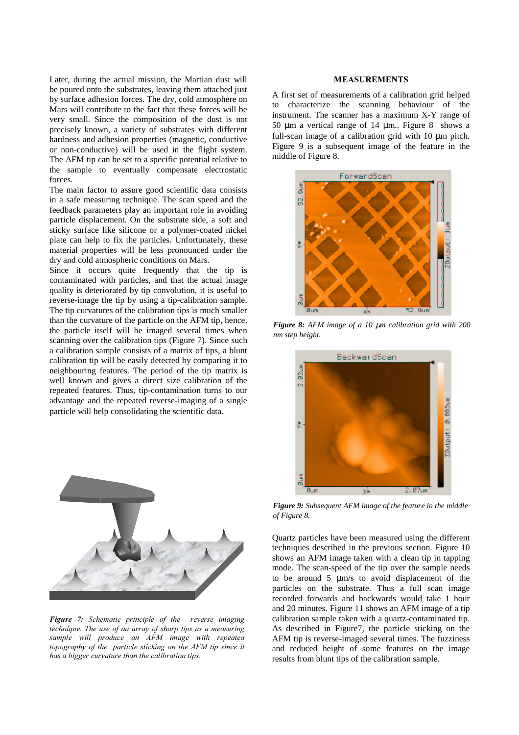Later, during the actual mission, the Martian dust will be poured onto the substrates, leaving them attached just by surface adhesion forces. The dry, cold atmosphere on Mars will contribute to the fact that these forces will be very small. Since the composition of the dust is not precisely known, a variety of substrates with different hardness and adhesion properties (magnetic, conductive or non-conductive) will be used in the flight system. The AFM tip can be set to a specific potential relative to the sample to eventually compensate electrostatic forces.

The main factor to assure good scientific data consists in a safe measuring technique. The scan speed and the feedback parameters play an important role in avoiding particle displacement. On the substrate side, a soft and sticky surface like silicone or a polymer-coated nickel plate can help to fix the particles. Unfortunately, these material properties will be less pronounced under the dry and cold atmospheric conditions on Mars.

Since it occurs quite frequently that the tip is contaminated with particles, and that the actual image quality is deteriorated by tip convolution, it is useful to reverse-image the tip by using a tip-calibration sample. The tip curvatures of the calibration tips is much smaller than the curvature of the particle on the AFM tip, hence, the particle itself will be imaged several times when scanning over the calibration tips (Figure 7). Since such a calibration sample consists of a matrix of tips, a blunt calibration tip will be easily detected by comparing it to neighbouring features. The period of the tip matrix is well known and gives a direct size calibration of the repeated features. Thus, tip-contamination turns to our advantage and the repeated reverse-imaging of a single particle will help consolidating the scientific data.

***Figure 7:*** *Schematic principle of the reverse imaging technique. The use of an array of sharp tips as a measuring sample will produce an AFM image with repeated topography of the particle sticking on the AFM tip since it has a bigger curvature than the calibration tips.*

## MEASUREMENTS

A first set of measurements of a calibration grid helped to characterize the scanning behaviour of the instrument. The scanner has a maximum X-Y range of 50 µm a vertical range of 14 µm.. Figure 8 shows a full-scan image of a calibration grid with 10 µm pitch. Figure 9 is a subsequent image of the feature in the middle of Figure 8.

***Figure 8:*** *AFM image of a 10 µm calibration grid with 200 nm step height.*

***Figure 9:*** *Subsequent AFM image of the feature in the middle of Figure 8.*

Quartz particles have been measured using the different techniques described in the previous section. Figure 10 shows an AFM image taken with a clean tip in tapping mode. The scan-speed of the tip over the sample needs to be around 5 µm/s to avoid displacement of the particles on the substrate. Thus a full scan image recorded forwards and backwards would take 1 hour and 20 minutes. Figure 11 shows an AFM image of a tip calibration sample taken with a quartz-contaminated tip. As described in Figure7, the particle sticking on the AFM tip is reverse-imaged several times. The fuzziness and reduced height of some features on the image results from blunt tips of the calibration sample.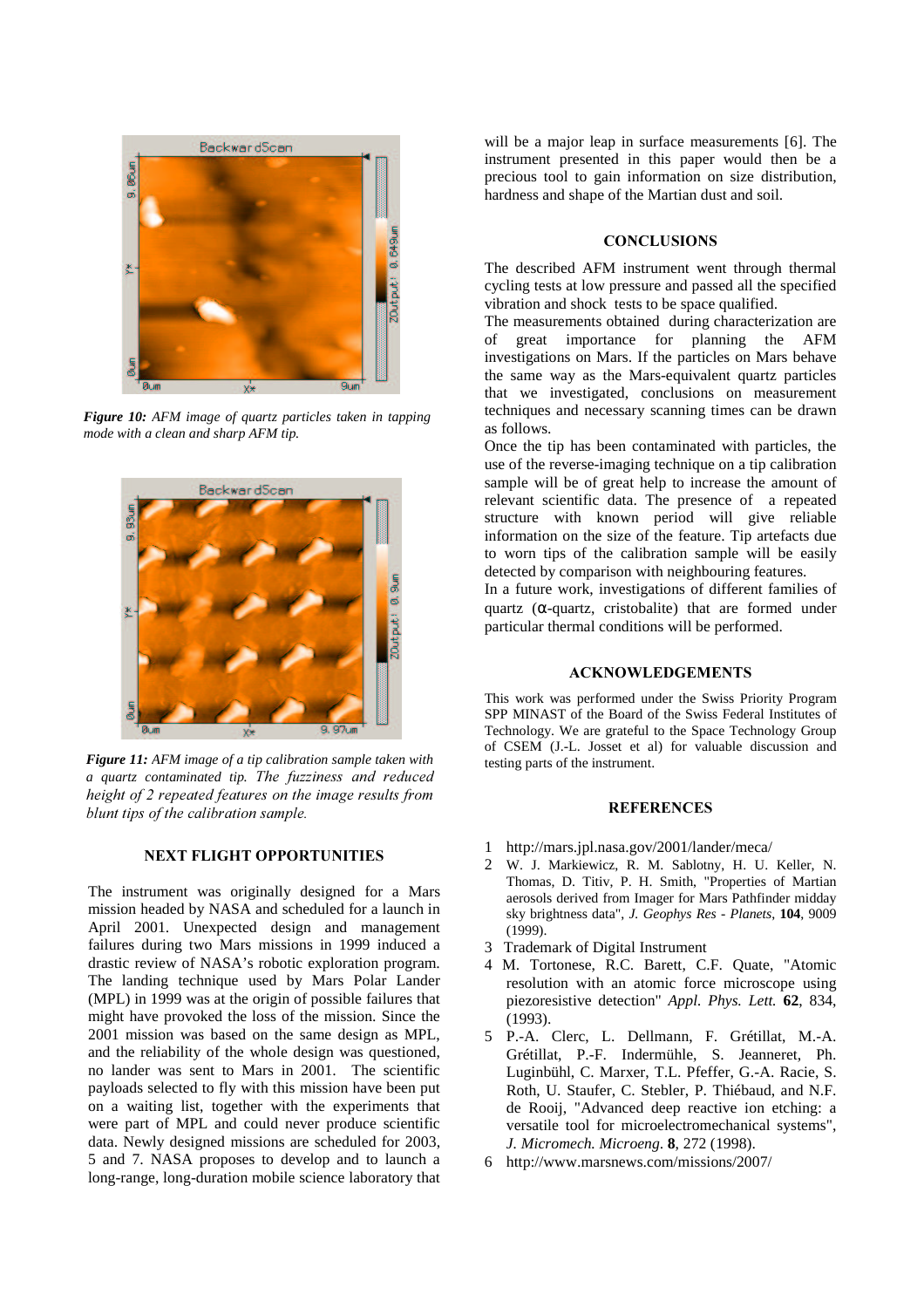*Figure 10: AFM image of quartz particles taken in tapping mode with a clean and sharp AFM tip.*

*Figure 11: AFM image of a tip calibration sample taken with a quartz contaminated tip. The fuzziness and reduced height of 2 repeated features on the image results from blunt tips of the calibration sample.*

## NEXT FLIGHT OPPORTUNITIES

The instrument was originally designed for a Mars mission headed by NASA and scheduled for a launch in April 2001. Unexpected design and management failures during two Mars missions in 1999 induced a drastic review of NASA's robotic exploration program. The landing technique used by Mars Polar Lander (MPL) in 1999 was at the origin of possible failures that might have provoked the loss of the mission. Since the 2001 mission was based on the same design as MPL, and the reliability of the whole design was questioned, no lander was sent to Mars in 2001. The scientific payloads selected to fly with this mission have been put on a waiting list, together with the experiments that were part of MPL and could never produce scientific data. Newly designed missions are scheduled for 2003, 5 and 7. NASA proposes to develop and to launch a long-range, long-duration mobile science laboratory that will be a major leap in surface measurements [6]. The instrument presented in this paper would then be a precious tool to gain information on size distribution, hardness and shape of the Martian dust and soil.

## CONCLUSIONS

The described AFM instrument went through thermal cycling tests at low pressure and passed all the specified vibration and shock tests to be space qualified.

The measurements obtained during characterization are of great importance for planning the AFM investigations on Mars. If the particles on Mars behave the same way as the Mars-equivalent quartz particles that we investigated, conclusions on measurement techniques and necessary scanning times can be drawn as follows.

Once the tip has been contaminated with particles, the use of the reverse-imaging technique on a tip calibration sample will be of great help to increase the amount of relevant scientific data. The presence of a repeated structure with known period will give reliable information on the size of the feature. Tip artefacts due to worn tips of the calibration sample will be easily detected by comparison with neighbouring features.

In a future work, investigations of different families of quartz (α-quartz, cristobalite) that are formed under particular thermal conditions will be performed.

## ACKNOWLEDGEMENTS

This work was performed under the Swiss Priority Program SPP MINAST of the Board of the Swiss Federal Institutes of Technology. We are grateful to the Space Technology Group of CSEM (J.-L. Josset et al) for valuable discussion and testing parts of the instrument.

## REFERENCES

1. http://mars.jpl.nasa.gov/2001/lander/meca/
2. W. J. Markiewicz, R. M. Sablotny, H. U. Keller, N. Thomas, D. Titiv, P. H. Smith, "Properties of Martian aerosols derived from Imager for Mars Pathfinder midday sky brightness data", *J. Geophys Res - Planets*, **104**, 9009 (1999).
3. Trademark of Digital Instrument
4. M. Tortonese, R.C. Barett, C.F. Quate, "Atomic resolution with an atomic force microscope using piezoresistive detection" *Appl. Phys. Lett.* **62**, 834, (1993).
5. P.-A. Clerc, L. Dellmann, F. Grétillat, M.-A. Grétillat, P.-F. Indermühle, S. Jeanneret, Ph. Luginbühl, C. Marxer, T.L. Pfeffer, G.-A. Racie, S. Roth, U. Staufer, C. Stebler, P. Thiébaud, and N.F. de Rooij, "Advanced deep reactive ion etching: a versatile tool for microelectromechanical systems", *J. Micromech. Microeng.* **8**, 272 (1998).
6. http://www.marsnews.com/missions/2007/